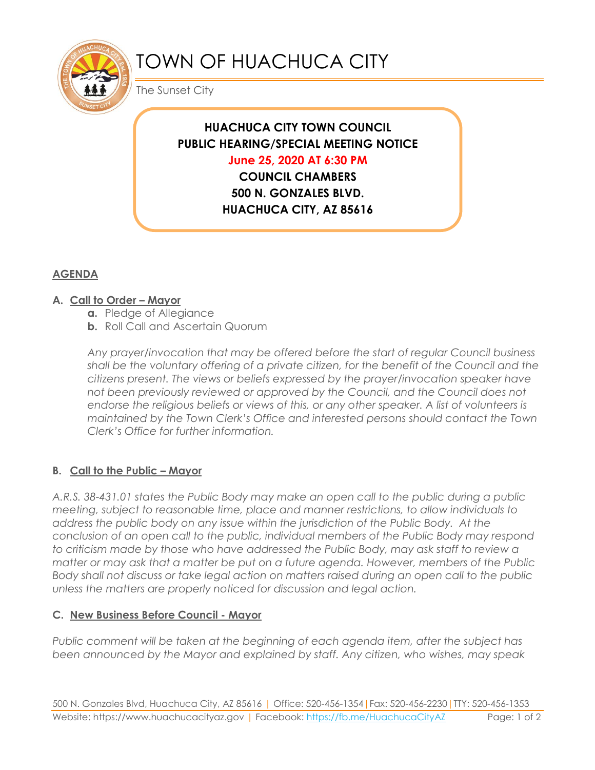# TOWN OF HUACHUCA CITY

The Sunset City

**HUACHUCA CITY TOWN COUNCIL**
**PUBLIC HEARING/SPECIAL MEETING NOTICE**
**June 25, 2020 AT 6:30 PM**
**COUNCIL CHAMBERS**
**500 N. GONZALES BLVD.**
**HUACHUCA CITY, AZ 85616**

## AGENDA

### A. Call to Order – Mayor

- **a.** Pledge of Allegiance
- **b.** Roll Call and Ascertain Quorum

*Any prayer/invocation that may be offered before the start of regular Council business shall be the voluntary offering of a private citizen, for the benefit of the Council and the citizens present. The views or beliefs expressed by the prayer/invocation speaker have not been previously reviewed or approved by the Council, and the Council does not endorse the religious beliefs or views of this, or any other speaker. A list of volunteers is maintained by the Town Clerk's Office and interested persons should contact the Town Clerk's Office for further information.*

### B. Call to the Public – Mayor

*A.R.S. 38-431.01 states the Public Body may make an open call to the public during a public meeting, subject to reasonable time, place and manner restrictions, to allow individuals to address the public body on any issue within the jurisdiction of the Public Body. At the conclusion of an open call to the public, individual members of the Public Body may respond to criticism made by those who have addressed the Public Body, may ask staff to review a matter or may ask that a matter be put on a future agenda. However, members of the Public Body shall not discuss or take legal action on matters raised during an open call to the public unless the matters are properly noticed for discussion and legal action.*

### C. New Business Before Council - Mayor

*Public comment will be taken at the beginning of each agenda item, after the subject has been announced by the Mayor and explained by staff. Any citizen, who wishes, may speak*

500 N. Gonzales Blvd, Huachuca City, AZ 85616 | Office: 520-456-1354 | Fax: 520-456-2230 | TTY: 520-456-1353
Website: https://www.huachucacityaz.gov | Facebook: https://fb.me/HuachucaCityAZ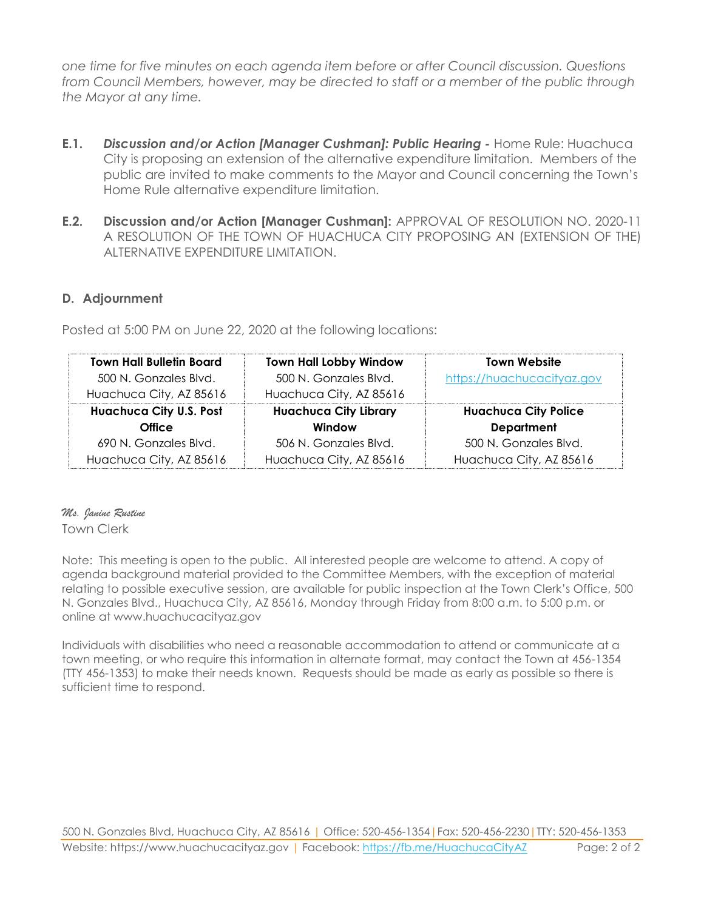*one time for five minutes on each agenda item before or after Council discussion. Questions from Council Members, however, may be directed to staff or a member of the public through the Mayor at any time.*

**E.1.** ***Discussion and/or Action [Manager Cushman]: Public Hearing -*** Home Rule: Huachuca City is proposing an extension of the alternative expenditure limitation. Members of the public are invited to make comments to the Mayor and Council concerning the Town's Home Rule alternative expenditure limitation.

**E.2.** **Discussion and/or Action [Manager Cushman]:** APPROVAL OF RESOLUTION NO. 2020-11 A RESOLUTION OF THE TOWN OF HUACHUCA CITY PROPOSING AN (EXTENSION OF THE) ALTERNATIVE EXPENDITURE LIMITATION.

## D. Adjournment

Posted at 5:00 PM on June 22, 2020 at the following locations:

| | | |
|---|---|---|
| **Town Hall Bulletin Board**<br>500 N. Gonzales Blvd.<br>Huachuca City, AZ 85616 | **Town Hall Lobby Window**<br>500 N. Gonzales Blvd.<br>Huachuca City, AZ 85616 | **Town Website**<br>https://huachucacityaz.gov |
| **Huachuca City U.S. Post Office**<br>690 N. Gonzales Blvd.<br>Huachuca City, AZ 85616 | **Huachuca City Library Window**<br>506 N. Gonzales Blvd.<br>Huachuca City, AZ 85616 | **Huachuca City Police Department**<br>500 N. Gonzales Blvd.<br>Huachuca City, AZ 85616 |

*Ms. Janine Rustine*
Town Clerk

Note: This meeting is open to the public. All interested people are welcome to attend. A copy of agenda background material provided to the Committee Members, with the exception of material relating to possible executive session, are available for public inspection at the Town Clerk's Office, 500 N. Gonzales Blvd., Huachuca City, AZ 85616, Monday through Friday from 8:00 a.m. to 5:00 p.m. or online at www.huachucacityaz.gov

Individuals with disabilities who need a reasonable accommodation to attend or communicate at a town meeting, or who require this information in alternate format, may contact the Town at 456-1354 (TTY 456-1353) to make their needs known. Requests should be made as early as possible so there is sufficient time to respond.